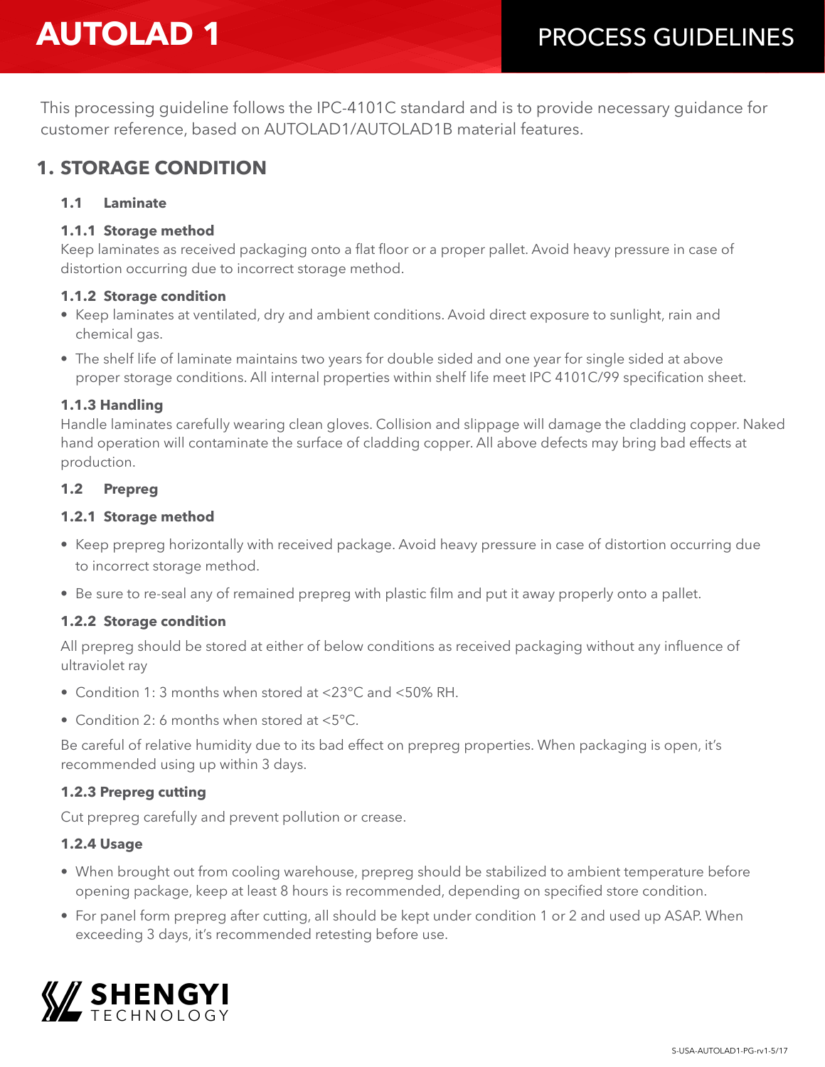# AUTOLAD 1 PROCESS GUIDELINES

This processing guideline follows the IPC-4101C standard and is to provide necessary guidance for customer reference, based on AUTOLAD1/AUTOLAD1B material features.

## 1. STORAGE CONDITION

### 1.1 Laminate

#### 1.1.1 Storage method

Keep laminates as received packaging onto a flat floor or a proper pallet. Avoid heavy pressure in case of distortion occurring due to incorrect storage method.

#### 1.1.2 Storage condition

- Keep laminates at ventilated, dry and ambient conditions. Avoid direct exposure to sunlight, rain and chemical gas.
- The shelf life of laminate maintains two years for double sided and one year for single sided at above proper storage conditions. All internal properties within shelf life meet IPC 4101C/99 specification sheet.

#### 1.1.3 Handling

Handle laminates carefully wearing clean gloves. Collision and slippage will damage the cladding copper. Naked hand operation will contaminate the surface of cladding copper. All above defects may bring bad effects at production.

### 1.2 Prepreg

#### 1.2.1 Storage method

- Keep prepreg horizontally with received package. Avoid heavy pressure in case of distortion occurring due to incorrect storage method.
- Be sure to re-seal any of remained prepreg with plastic film and put it away properly onto a pallet.

#### 1.2.2 Storage condition

All prepreg should be stored at either of below conditions as received packaging without any influence of ultraviolet ray

- Condition 1: 3 months when stored at <23°C and <50% RH.
- Condition 2: 6 months when stored at <5°C.

Be careful of relative humidity due to its bad effect on prepreg properties. When packaging is open, it's recommended using up within 3 days.

#### 1.2.3 Prepreg cutting

Cut prepreg carefully and prevent pollution or crease.

#### 1.2.4 Usage

- When brought out from cooling warehouse, prepreg should be stabilized to ambient temperature before opening package, keep at least 8 hours is recommended, depending on specified store condition.
- For panel form prepreg after cutting, all should be kept under condition 1 or 2 and used up ASAP. When exceeding 3 days, it's recommended retesting before use.

SHENGYI TECHNOLOGY

S-USA-AUTOLAD1-PG-rv1-5/17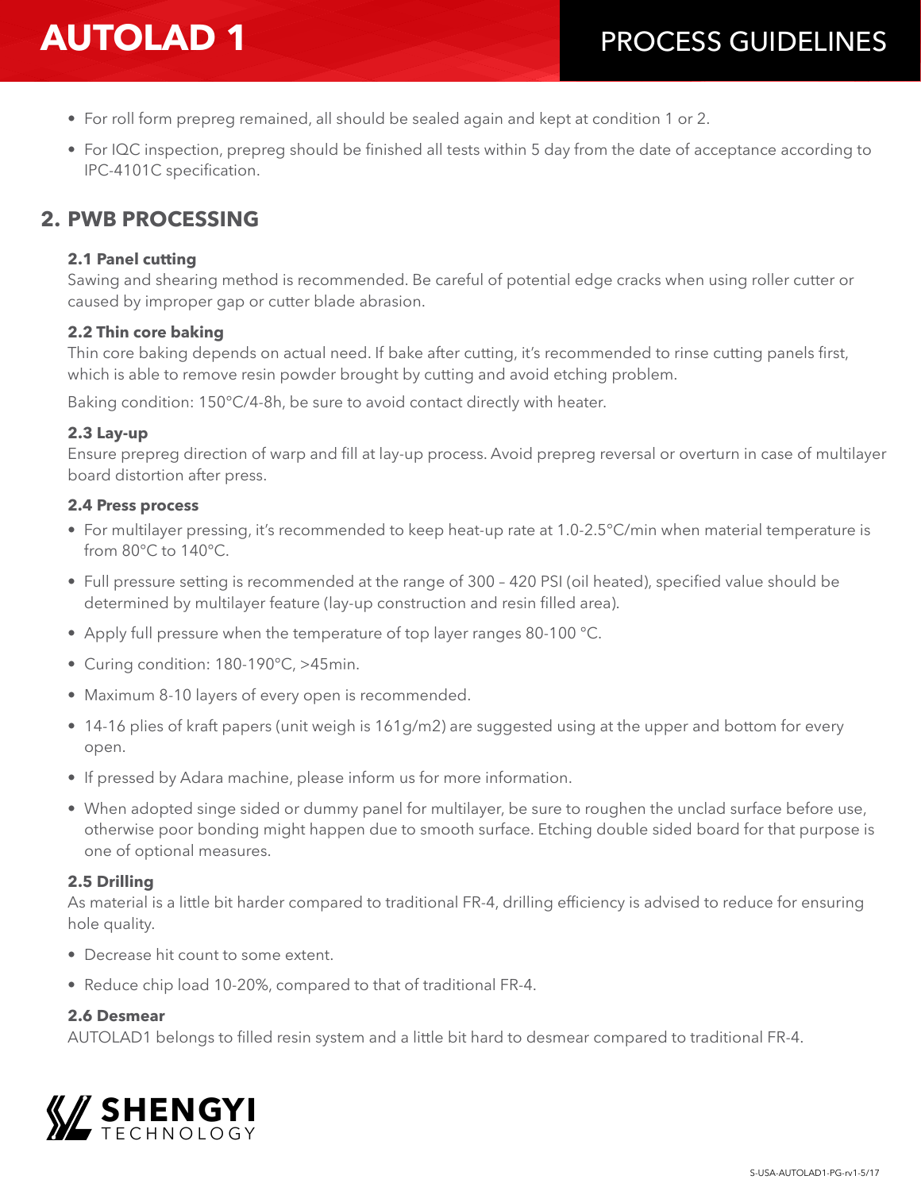- For roll form prepreg remained, all should be sealed again and kept at condition 1 or 2.
- For IQC inspection, prepreg should be finished all tests within 5 day from the date of acceptance according to IPC-4101C specification.

## 2. PWB PROCESSING

### 2.1 Panel cutting

Sawing and shearing method is recommended. Be careful of potential edge cracks when using roller cutter or caused by improper gap or cutter blade abrasion.

### 2.2 Thin core baking

Thin core baking depends on actual need. If bake after cutting, it's recommended to rinse cutting panels first, which is able to remove resin powder brought by cutting and avoid etching problem.

Baking condition: 150°C/4-8h, be sure to avoid contact directly with heater.

### 2.3 Lay-up

Ensure prepreg direction of warp and fill at lay-up process. Avoid prepreg reversal or overturn in case of multilayer board distortion after press.

### 2.4 Press process

- For multilayer pressing, it's recommended to keep heat-up rate at 1.0-2.5°C/min when material temperature is from 80°C to 140°C.
- Full pressure setting is recommended at the range of 300 – 420 PSI (oil heated), specified value should be determined by multilayer feature (lay-up construction and resin filled area).
- Apply full pressure when the temperature of top layer ranges 80-100 °C.
- Curing condition: 180-190°C, >45min.
- Maximum 8-10 layers of every open is recommended.
- 14-16 plies of kraft papers (unit weigh is 161g/m2) are suggested using at the upper and bottom for every open.
- If pressed by Adara machine, please inform us for more information.
- When adopted singe sided or dummy panel for multilayer, be sure to roughen the unclad surface before use, otherwise poor bonding might happen due to smooth surface. Etching double sided board for that purpose is one of optional measures.

### 2.5 Drilling

As material is a little bit harder compared to traditional FR-4, drilling efficiency is advised to reduce for ensuring hole quality.

- Decrease hit count to some extent.
- Reduce chip load 10-20%, compared to that of traditional FR-4.

### 2.6 Desmear

AUTOLAD1 belongs to filled resin system and a little bit hard to desmear compared to traditional FR-4.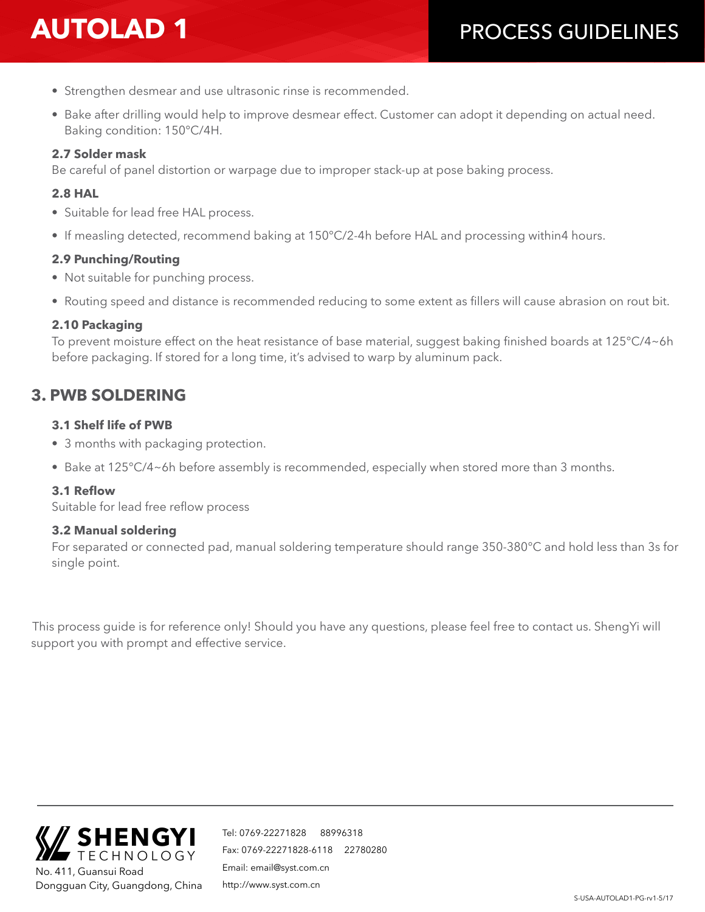- Strengthen desmear and use ultrasonic rinse is recommended.
- Bake after drilling would help to improve desmear effect. Customer can adopt it depending on actual need. Baking condition: 150°C/4H.

**2.7 Solder mask**

Be careful of panel distortion or warpage due to improper stack-up at pose baking process.

**2.8 HAL**

- Suitable for lead free HAL process.
- If measling detected, recommend baking at 150°C/2-4h before HAL and processing within4 hours.

**2.9 Punching/Routing**

- Not suitable for punching process.
- Routing speed and distance is recommended reducing to some extent as fillers will cause abrasion on rout bit.

**2.10 Packaging**

To prevent moisture effect on the heat resistance of base material, suggest baking finished boards at 125°C/4~6h before packaging. If stored for a long time, it's advised to warp by aluminum pack.

## 3. PWB SOLDERING

**3.1 Shelf life of PWB**

- 3 months with packaging protection.
- Bake at 125°C/4~6h before assembly is recommended, especially when stored more than 3 months.

**3.1 Reflow**

Suitable for lead free reflow process

**3.2 Manual soldering**

For separated or connected pad, manual soldering temperature should range 350-380°C and hold less than 3s for single point.

This process guide is for reference only! Should you have any questions, please feel free to contact us. ShengYi will support you with prompt and effective service.

SHENGYI TECHNOLOGY

No. 411, Guansui Road
Dongguan City, Guangdong, China

Tel: 0769-22271828 88996318
Fax: 0769-22271828-6118 22780280
Email: email@syst.com.cn
http://www.syst.com.cn

S-USA-AUTOLAD1-PG-rv1-5/17